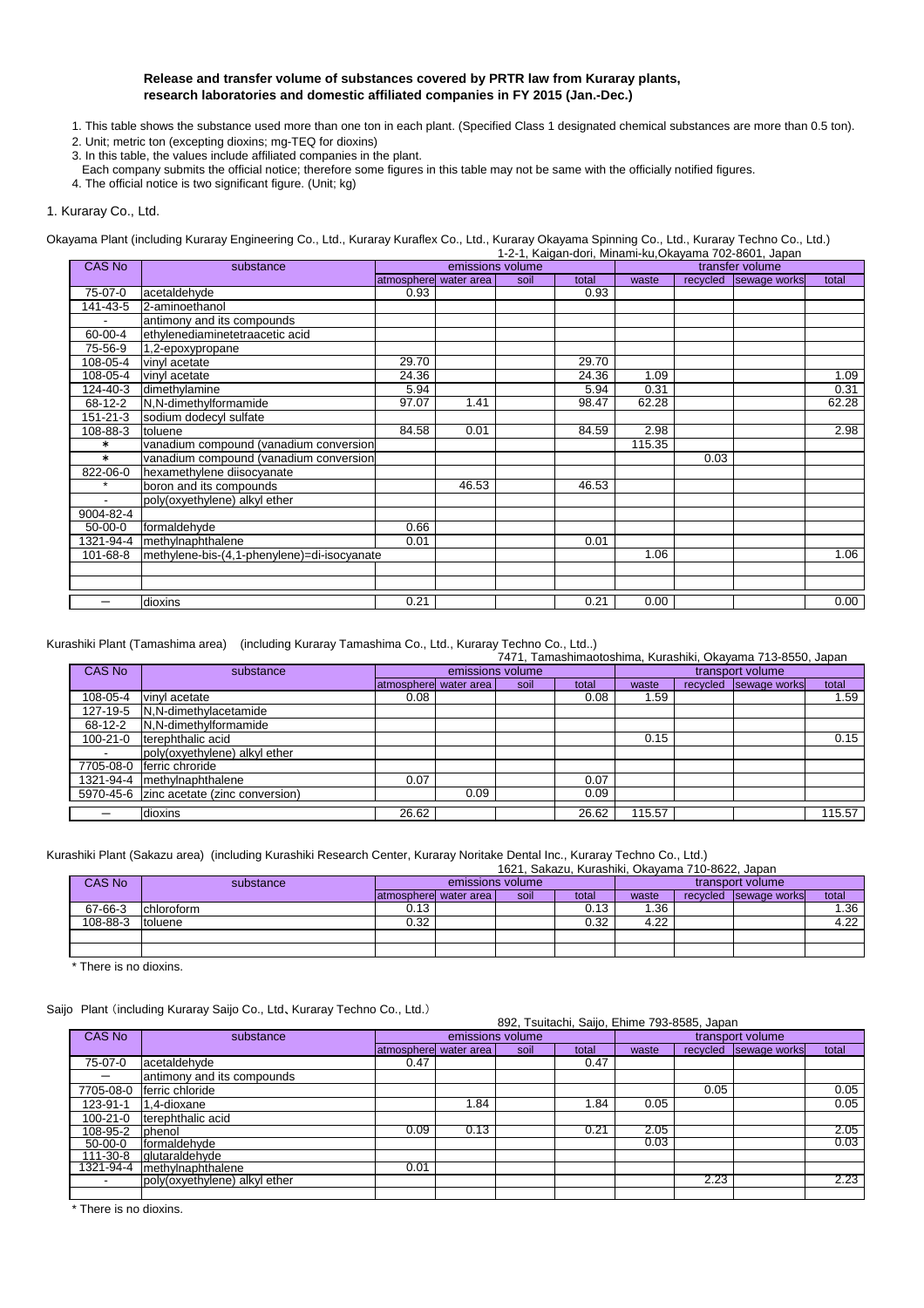**Release and transfer volume of substances covered by PRTR law from Kuraray plants, research laboratories and domestic affiliated companies in FY 2015 (Jan.-Dec.)**

1. This table shows the substance used more than one ton in each plant. (Specified Class 1 designated chemical substances are more than 0.5 ton).
2. Unit; metric ton (excepting dioxins; mg-TEQ for dioxins)
3. In this table, the values include affiliated companies in the plant.
   Each company submits the official notice; therefore some figures in this table may not be same with the officially notified figures.
4. The official notice is two significant figure. (Unit; kg)

## 1. Kuraray Co., Ltd.

Okayama Plant (including Kuraray Engineering Co., Ltd., Kuraray Kuraflex Co., Ltd., Kuraray Okayama Spinning Co., Ltd., Kuraray Techno Co., Ltd.)

1-2-1, Kaigan-dori, Minami-ku,Okayama 702-8601, Japan

| CAS No | substance | emissions volume | | | | transfer volume | | | |
|---|---|---|---|---|---|---|---|---|---|
| | | atmosphere | water area | soil | total | waste | recycled | sewage works | total |
| 75-07-0 | acetaldehyde | 0.93 | | | 0.93 | | | | |
| 141-43-5 | 2-aminoethanol | | | | | | | | |
| - | antimony and its compounds | | | | | | | | |
| 60-00-4 | ethylenediaminetetraacetic acid | | | | | | | | |
| 75-56-9 | 1,2-epoxypropane | | | | | | | | |
| 108-05-4 | vinyl acetate | 29.70 | | | 29.70 | | | | |
| 108-05-4 | vinyl acetate | 24.36 | | | 24.36 | 1.09 | | | 1.09 |
| 124-40-3 | dimethylamine | 5.94 | | | 5.94 | 0.31 | | | 0.31 |
| 68-12-2 | N,N-dimethylformamide | 97.07 | 1.41 | | 98.47 | 62.28 | | | 62.28 |
| 151-21-3 | sodium dodecyl sulfate | | | | | | | | |
| 108-88-3 | toluene | 84.58 | 0.01 | | 84.59 | 2.98 | | | 2.98 |
| * | vanadium compound (vanadium conversion | | | | | 115.35 | | | |
| * | vanadium compound (vanadium conversion | | | | | | 0.03 | | |
| 822-06-0 | hexamethylene diisocyanate | | | | | | | | |
| * | boron and its compounds | | 46.53 | | 46.53 | | | | |
| - | poly(oxyethylene) alkyl ether | | | | | | | | |
| 9004-82-4 | | | | | | | | | |
| 50-00-0 | formaldehyde | 0.66 | | | | | | | |
| 1321-94-4 | methylnaphthalene | 0.01 | | | 0.01 | | | | |
| 101-68-8 | methylene-bis-(4,1-phenylene)=di-isocyanate | | | | | 1.06 | | | 1.06 |
| | | | | | | | | | |
| | | | | | | | | | |
| — | dioxins | 0.21 | | | 0.21 | 0.00 | | | 0.00 |

Kurashiki Plant (Tamashima area) (including Kuraray Tamashima Co., Ltd., Kuraray Techno Co., Ltd..)

7471, Tamashimaotoshima, Kurashiki, Okayama 713-8550, Japan

| CAS No | substance | emissions volume | | | | transport volume | | | |
|---|---|---|---|---|---|---|---|---|---|
| | | atmosphere | water area | soil | total | waste | recycled | sewage works | total |
| 108-05-4 | vinyl acetate | 0.08 | | | 0.08 | 1.59 | | | 1.59 |
| 127-19-5 | N,N-dimethylacetamide | | | | | | | | |
| 68-12-2 | N,N-dimethylformamide | | | | | | | | |
| 100-21-0 | terephthalic acid | | | | | 0.15 | | | 0.15 |
| - | poly(oxyethylene) alkyl ether | | | | | | | | |
| 7705-08-0 | ferric chroride | | | | | | | | |
| 1321-94-4 | methylnaphthalene | 0.07 | | | 0.07 | | | | |
| 5970-45-6 | zinc acetate (zinc conversion) | | 0.09 | | 0.09 | | | | |
| — | dioxins | 26.62 | | | 26.62 | 115.57 | | | 115.57 |

Kurashiki Plant (Sakazu area) (including Kurashiki Research Center, Kuraray Noritake Dental Inc., Kuraray Techno Co., Ltd.)

1621, Sakazu, Kurashiki, Okayama 710-8622, Japan

| CAS No | substance | emissions volume | | | | transport volume | | | |
|---|---|---|---|---|---|---|---|---|---|
| | | atmosphere | water area | soil | total | waste | recycled | sewage works | total |
| 67-66-3 | chloroform | 0.13 | | | 0.13 | 1.36 | | | 1.36 |
| 108-88-3 | toluene | 0.32 | | | 0.32 | 4.22 | | | 4.22 |
| | | | | | | | | | |
| | | | | | | | | | |

\* There is no dioxins.

Saijo Plant（including Kuraray Saijo Co., Ltd、Kuraray Techno Co., Ltd.）

892, Tsuitachi, Saijo, Ehime 793-8585, Japan

| CAS No | substance | emissions volume | | | | transport volume | | | |
|---|---|---|---|---|---|---|---|---|---|
| | | atmosphere | water area | soil | total | waste | recycled | sewage works | total |
| 75-07-0 | acetaldehyde | 0.47 | | | 0.47 | | | | |
| — | antimony and its compounds | | | | | | | | |
| 7705-08-0 | ferric chloride | | | | | | 0.05 | | 0.05 |
| 123-91-1 | 1,4-dioxane | | 1.84 | | 1.84 | 0.05 | | | 0.05 |
| 100-21-0 | terephthalic acid | | | | | | | | |
| 108-95-2 | phenol | 0.09 | 0.13 | | 0.21 | 2.05 | | | 2.05 |
| 50-00-0 | formaldehyde | | | | | 0.03 | | | 0.03 |
| 111-30-8 | glutaraldehyde | | | | | | | | |
| 1321-94-4 | methylnaphthalene | 0.01 | | | | | | | |
| - | poly(oxyethylene) alkyl ether | | | | | | 2.23 | | 2.23 |
| | | | | | | | | | |

\* There is no dioxins.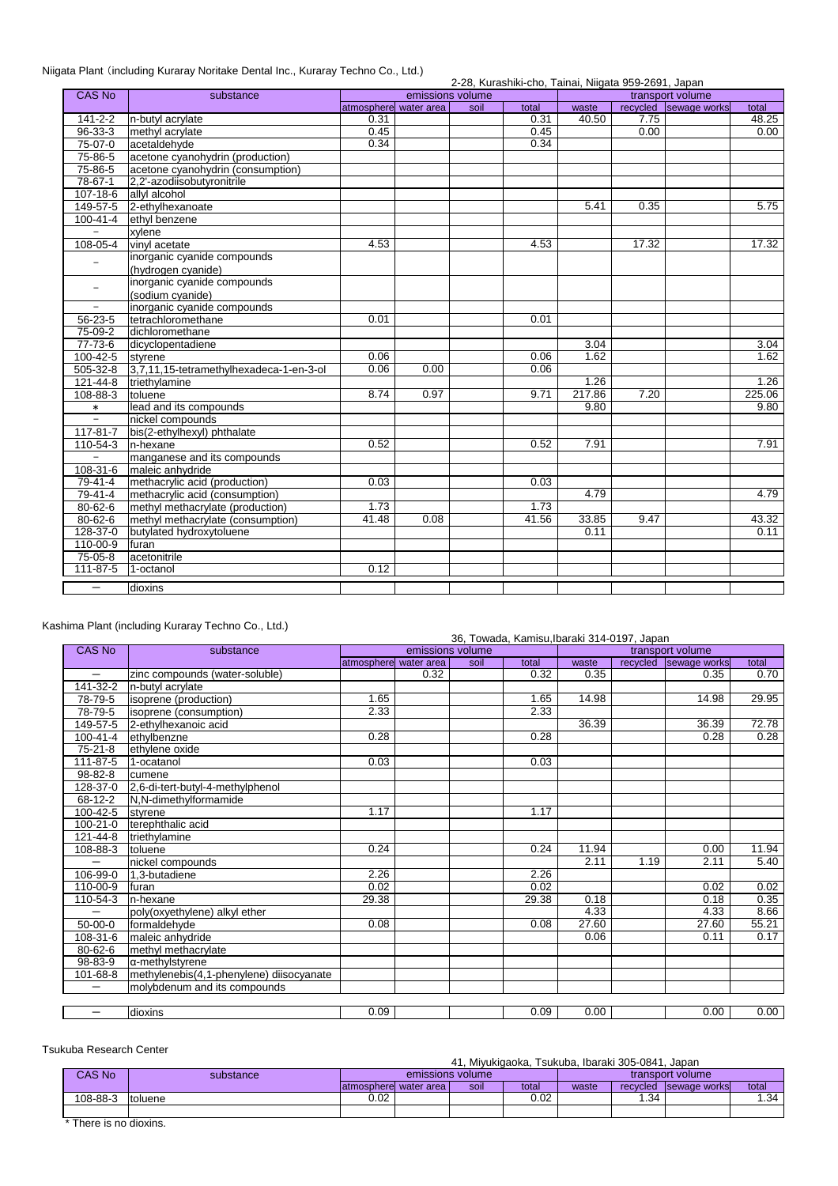Niigata Plant（including Kuraray Noritake Dental Inc., Kuraray Techno Co., Ltd.)

2-28, Kurashiki-cho, Tainai, Niigata 959-2691, Japan

| CAS No | substance | emissions volume | | | | transport volume | | | |
|---|---|---|---|---|---|---|---|---|---|
| | | atmosphere | water area | soil | total | waste | recycled | sewage works | total |
| 141-2-2 | n-butyl acrylate | 0.31 | | | 0.31 | 40.50 | 7.75 | | 48.25 |
| 96-33-3 | methyl acrylate | 0.45 | | | 0.45 | | 0.00 | | 0.00 |
| 75-07-0 | acetaldehyde | 0.34 | | | 0.34 | | | | |
| 75-86-5 | acetone cyanohydrin (production) | | | | | | | | |
| 75-86-5 | acetone cyanohydrin (consumption) | | | | | | | | |
| 78-67-1 | 2,2'-azodiisobutyronitrile | | | | | | | | |
| 107-18-6 | allyl alcohol | | | | | | | | |
| 149-57-5 | 2-ethylhexanoate | | | | | 5.41 | 0.35 | | 5.75 |
| 100-41-4 | ethyl benzene | | | | | | | | |
| − | xylene | | | | | | | | |
| 108-05-4 | vinyl acetate | 4.53 | | | 4.53 | | 17.32 | | 17.32 |
| − | inorganic cyanide compounds (hydrogen cyanide) | | | | | | | | |
| − | inorganic cyanide compounds (sodium cyanide) | | | | | | | | |
| − | inorganic cyanide compounds | | | | | | | | |
| 56-23-5 | tetrachloromethane | 0.01 | | | 0.01 | | | | |
| 75-09-2 | dichloromethane | | | | | | | | |
| 77-73-6 | dicyclopentadiene | | | | | 3.04 | | | 3.04 |
| 100-42-5 | styrene | 0.06 | | | 0.06 | 1.62 | | | 1.62 |
| 505-32-8 | 3,7,11,15-tetramethylhexadeca-1-en-3-ol | 0.06 | 0.00 | | 0.06 | | | | |
| 121-44-8 | triethylamine | | | | | 1.26 | | | 1.26 |
| 108-88-3 | toluene | 8.74 | 0.97 | | 9.71 | 217.86 | 7.20 | | 225.06 |
| * | lead and its compounds | | | | | 9.80 | | | 9.80 |
| − | nickel compounds | | | | | | | | |
| 117-81-7 | bis(2-ethylhexyl) phthalate | | | | | | | | |
| 110-54-3 | n-hexane | 0.52 | | | 0.52 | 7.91 | | | 7.91 |
| − | manganese and its compounds | | | | | | | | |
| 108-31-6 | maleic anhydride | | | | | | | | |
| 79-41-4 | methacrylic acid (production) | 0.03 | | | 0.03 | | | | |
| 79-41-4 | methacrylic acid (consumption) | | | | | 4.79 | | | 4.79 |
| 80-62-6 | methyl methacrylate (production) | 1.73 | | | 1.73 | | | | |
| 80-62-6 | methyl methacrylate (consumption) | 41.48 | 0.08 | | 41.56 | 33.85 | 9.47 | | 43.32 |
| 128-37-0 | butylated hydroxytoluene | | | | | 0.11 | | | 0.11 |
| 110-00-9 | furan | | | | | | | | |
| 75-05-8 | acetonitrile | | | | | | | | |
| 111-87-5 | 1-octanol | 0.12 | | | | | | | |
| − | dioxins | | | | | | | | |

Kashima Plant (including Kuraray Techno Co., Ltd.)

36, Towada, Kamisu,Ibaraki 314-0197, Japan

| CAS No | substance | emissions volume | | | | transport volume | | | |
|---|---|---|---|---|---|---|---|---|---|
| | | atmosphere | water area | soil | total | waste | recycled | sewage works | total |
| − | zinc compounds (water-soluble) | | 0.32 | | 0.32 | 0.35 | | 0.35 | 0.70 |
| 141-32-2 | n-butyl acrylate | | | | | | | | |
| 78-79-5 | isoprene (production) | 1.65 | | | 1.65 | 14.98 | | 14.98 | 29.95 |
| 78-79-5 | isoprene (consumption) | 2.33 | | | 2.33 | | | | |
| 149-57-5 | 2-ethylhexanoic acid | | | | | 36.39 | | 36.39 | 72.78 |
| 100-41-4 | ethylbenzene | 0.28 | | | 0.28 | | | 0.28 | 0.28 |
| 75-21-8 | ethylene oxide | | | | | | | | |
| 111-87-5 | 1-ocatanol | 0.03 | | | 0.03 | | | | |
| 98-82-8 | cumene | | | | | | | | |
| 128-37-0 | 2,6-di-tert-butyl-4-methylphenol | | | | | | | | |
| 68-12-2 | N,N-dimethylformamide | | | | | | | | |
| 100-42-5 | styrene | 1.17 | | | 1.17 | | | | |
| 100-21-0 | terephthalic acid | | | | | | | | |
| 121-44-8 | triethylamine | | | | | | | | |
| 108-88-3 | toluene | 0.24 | | | 0.24 | 11.94 | | 0.00 | 11.94 |
| − | nickel compounds | | | | | 2.11 | 1.19 | 2.11 | 5.40 |
| 106-99-0 | 1,3-butadiene | 2.26 | | | 2.26 | | | | |
| 110-00-9 | furan | 0.02 | | | 0.02 | | | 0.02 | 0.02 |
| 110-54-3 | n-hexane | 29.38 | | | 29.38 | 0.18 | | 0.18 | 0.35 |
| − | poly(oxyethylene) alkyl ether | | | | | 4.33 | | 4.33 | 8.66 |
| 50-00-0 | formaldehyde | 0.08 | | | 0.08 | 27.60 | | 27.60 | 55.21 |
| 108-31-6 | maleic anhydride | | | | | 0.06 | | 0.11 | 0.17 |
| 80-62-6 | methyl methacrylate | | | | | | | | |
| 98-83-9 | α-methylstyrene | | | | | | | | |
| 101-68-8 | methylenebis(4,1-phenylene) diisocyanate | | | | | | | | |
| − | molybdenum and its compounds | | | | | | | | |
| − | dioxins | 0.09 | | | 0.09 | 0.00 | | 0.00 | 0.00 |

Tsukuba Research Center

41, Miyukigaoka, Tsukuba, Ibaraki 305-0841, Japan

| CAS No | substance | emissions volume | | | | transport volume | | | |
|---|---|---|---|---|---|---|---|---|---|
| | | atmosphere | water area | soil | total | waste | recycled | sewage works | total |
| 108-88-3 | toluene | 0.02 | | | 0.02 | | 1.34 | | 1.34 |

* There is no dioxins.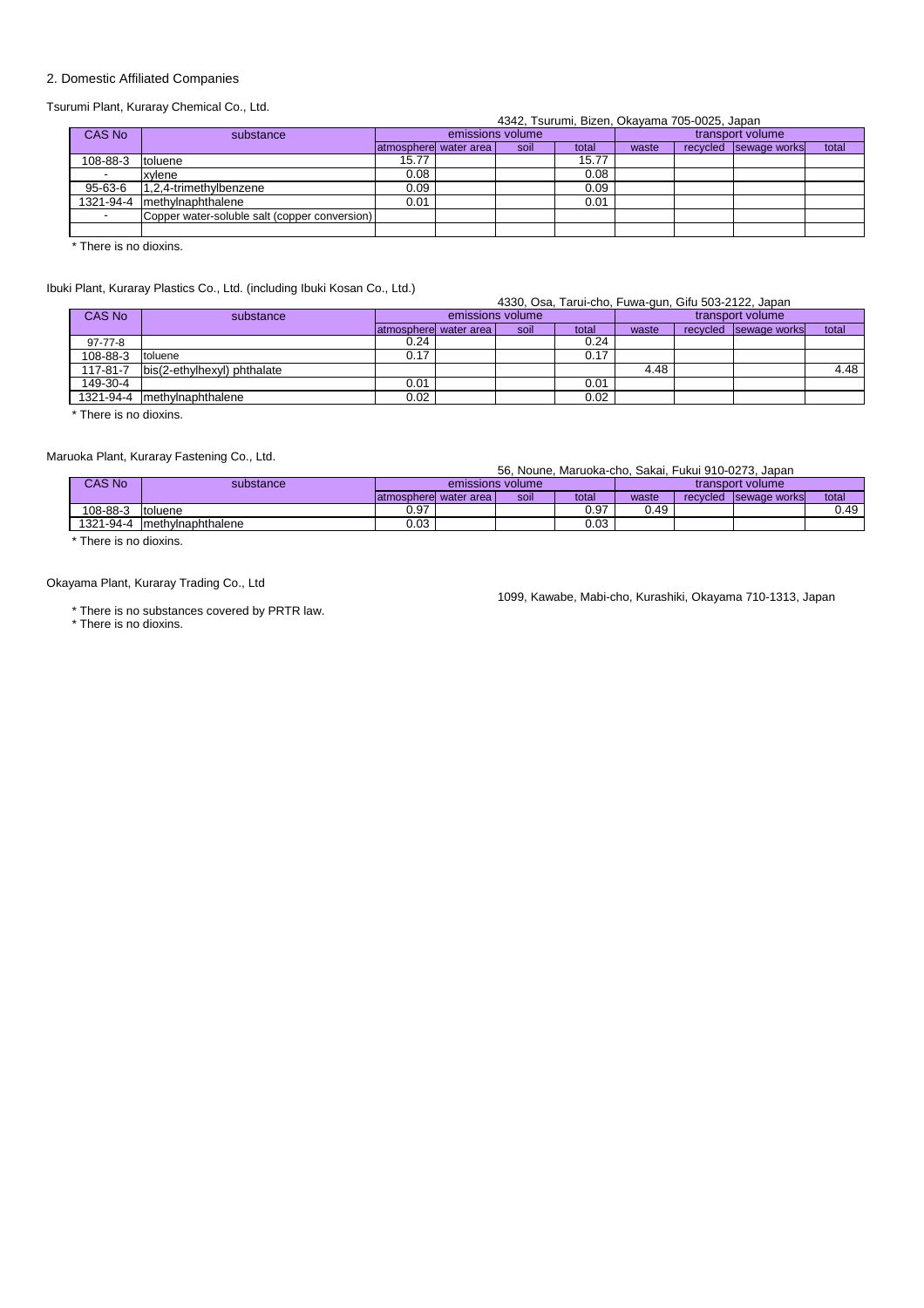## 2. Domestic Affiliated Companies

### Tsurumi Plant, Kuraray Chemical Co., Ltd.

4342, Tsurumi, Bizen, Okayama 705-0025, Japan

| CAS No | substance | emissions volume | | | | transport volume | | | |
|---|---|---|---|---|---|---|---|---|---|
| | | atmosphere | water area | soil | total | waste | recycled | sewage works | total |
| 108-88-3 | toluene | 15.77 | | | 15.77 | | | | |
| - | xylene | 0.08 | | | 0.08 | | | | |
| 95-63-6 | 1,2,4-trimethylbenzene | 0.09 | | | 0.09 | | | | |
| 1321-94-4 | methylnaphthalene | 0.01 | | | 0.01 | | | | |
| - | Copper water-soluble salt (copper conversion) | | | | | | | | |
| | | | | | | | | | |

* There is no dioxins.

### Ibuki Plant, Kuraray Plastics Co., Ltd. (including Ibuki Kosan Co., Ltd.)

4330, Osa, Tarui-cho, Fuwa-gun, Gifu 503-2122, Japan

| CAS No | substance | emissions volume | | | | transport volume | | | |
|---|---|---|---|---|---|---|---|---|---|
| | | atmosphere | water area | soil | total | waste | recycled | sewage works | total |
| 97-77-8 | | 0.24 | | | 0.24 | | | | |
| 108-88-3 | toluene | 0.17 | | | 0.17 | | | | |
| 117-81-7 | bis(2-ethylhexyl) phthalate | | | | | 4.48 | | | 4.48 |
| 149-30-4 | | 0.01 | | | 0.01 | | | | |
| 1321-94-4 | methylnaphthalene | 0.02 | | | 0.02 | | | | |

* There is no dioxins.

### Maruoka Plant, Kuraray Fastening Co., Ltd.

56, Noune, Maruoka-cho, Sakai, Fukui 910-0273, Japan

| CAS No | substance | emissions volume | | | | transport volume | | | |
|---|---|---|---|---|---|---|---|---|---|
| | | atmosphere | water area | soil | total | waste | recycled | sewage works | total |
| 108-88-3 | toluene | 0.97 | | | 0.97 | 0.49 | | | 0.49 |
| 1321-94-4 | methylnaphthalene | 0.03 | | | 0.03 | | | | |

* There is no dioxins.

### Okayama Plant, Kuraray Trading Co., Ltd

1099, Kawabe, Mabi-cho, Kurashiki, Okayama 710-1313, Japan

* There is no substances covered by PRTR law.
* There is no dioxins.